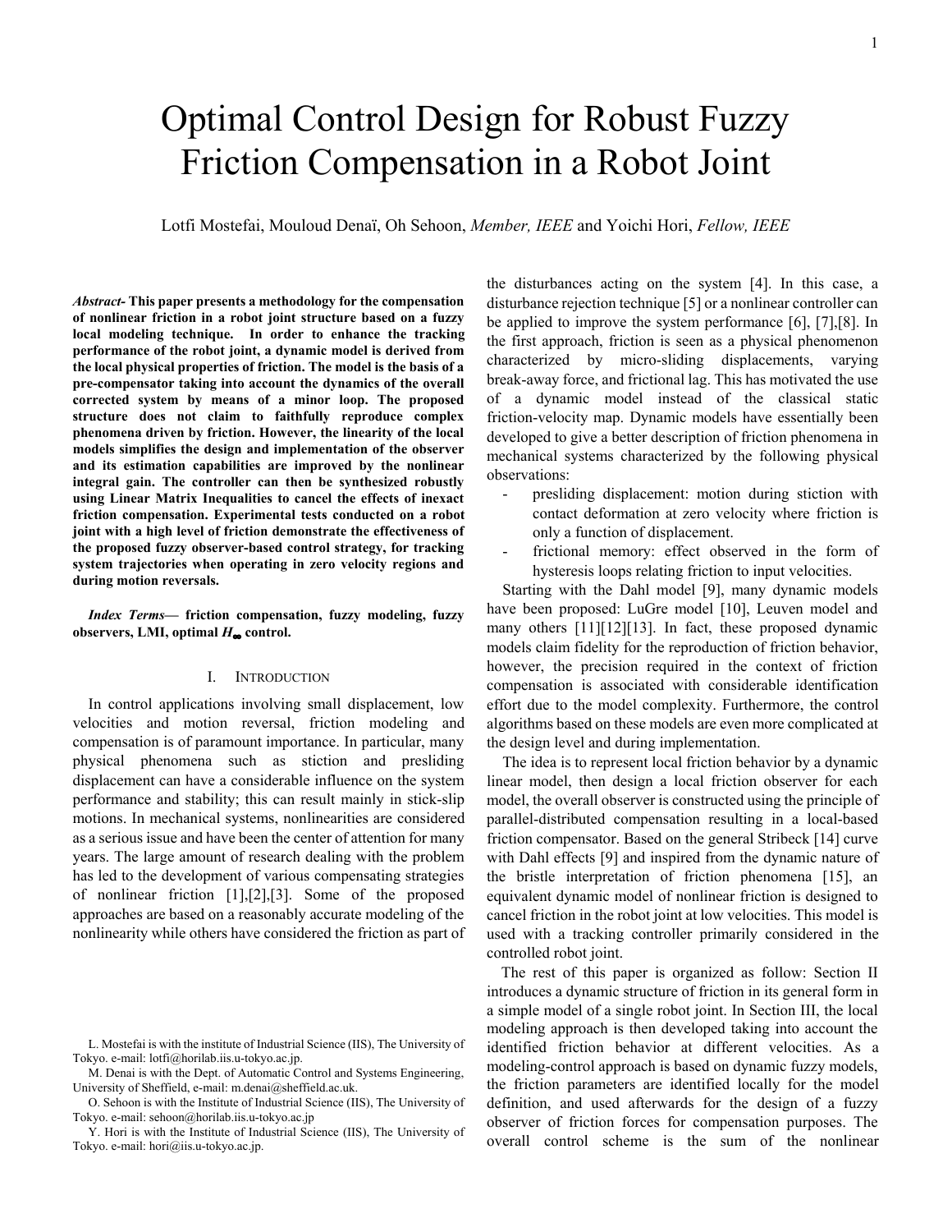# Optimal Control Design for Robust Fuzzy Friction Compensation in a Robot Joint

Lotfi Mostefai, Mouloud Denaï, Oh Sehoon, *Member, IEEE* and Yoichi Hori, *Fellow, IEEE*

***Abstract*- This paper presents a methodology for the compensation of nonlinear friction in a robot joint structure based on a fuzzy local modeling technique. In order to enhance the tracking performance of the robot joint, a dynamic model is derived from the local physical properties of friction. The model is the basis of a pre-compensator taking into account the dynamics of the overall corrected system by means of a minor loop. The proposed structure does not claim to faithfully reproduce complex phenomena driven by friction. However, the linearity of the local models simplifies the design and implementation of the observer and its estimation capabilities are improved by the nonlinear integral gain. The controller can then be synthesized robustly using Linear Matrix Inequalities to cancel the effects of inexact friction compensation. Experimental tests conducted on a robot joint with a high level of friction demonstrate the effectiveness of the proposed fuzzy observer-based control strategy, for tracking system trajectories when operating in zero velocity regions and during motion reversals.**

***Index Terms*— friction compensation, fuzzy modeling, fuzzy observers, LMI, optimal $H_\infty$ control.**

## I. Introduction

In control applications involving small displacement, low velocities and motion reversal, friction modeling and compensation is of paramount importance. In particular, many physical phenomena such as stiction and presliding displacement can have a considerable influence on the system performance and stability; this can result mainly in stick-slip motions. In mechanical systems, nonlinearities are considered as a serious issue and have been the center of attention for many years. The large amount of research dealing with the problem has led to the development of various compensating strategies of nonlinear friction [1],[2],[3]. Some of the proposed approaches are based on a reasonably accurate modeling of the nonlinearity while others have considered the friction as part of the disturbances acting on the system [4]. In this case, a disturbance rejection technique [5] or a nonlinear controller can be applied to improve the system performance [6], [7],[8]. In the first approach, friction is seen as a physical phenomenon characterized by micro-sliding displacements, varying break-away force, and frictional lag. This has motivated the use of a dynamic model instead of the classical static friction-velocity map. Dynamic models have essentially been developed to give a better description of friction phenomena in mechanical systems characterized by the following physical observations:

- presliding displacement: motion during stiction with contact deformation at zero velocity where friction is only a function of displacement.
- frictional memory: effect observed in the form of hysteresis loops relating friction to input velocities.

Starting with the Dahl model [9], many dynamic models have been proposed: LuGre model [10], Leuven model and many others [11][12][13]. In fact, these proposed dynamic models claim fidelity for the reproduction of friction behavior, however, the precision required in the context of friction compensation is associated with considerable identification effort due to the model complexity. Furthermore, the control algorithms based on these models are even more complicated at the design level and during implementation.

The idea is to represent local friction behavior by a dynamic linear model, then design a local friction observer for each model, the overall observer is constructed using the principle of parallel-distributed compensation resulting in a local-based friction compensator. Based on the general Stribeck [14] curve with Dahl effects [9] and inspired from the dynamic nature of the bristle interpretation of friction phenomena [15], an equivalent dynamic model of nonlinear friction is designed to cancel friction in the robot joint at low velocities. This model is used with a tracking controller primarily considered in the controlled robot joint.

The rest of this paper is organized as follow: Section II introduces a dynamic structure of friction in its general form in a simple model of a single robot joint. In Section III, the local modeling approach is then developed taking into account the identified friction behavior at different velocities. As a modeling-control approach is based on dynamic fuzzy models, the friction parameters are identified locally for the model definition, and used afterwards for the design of a fuzzy observer of friction forces for compensation purposes. The overall control scheme is the sum of the nonlinear

L. Mostefai is with the institute of Industrial Science (IIS), The University of Tokyo. e-mail: lotfi@horilab.iis.u-tokyo.ac.jp.

M. Denai is with the Dept. of Automatic Control and Systems Engineering, University of Sheffield, e-mail: m.denai@sheffield.ac.uk.

O. Sehoon is with the Institute of Industrial Science (IIS), The University of Tokyo. e-mail: sehoon@horilab.iis.u-tokyo.ac.jp

Y. Hori is with the Institute of Industrial Science (IIS), The University of Tokyo. e-mail: hori@iis.u-tokyo.ac.jp.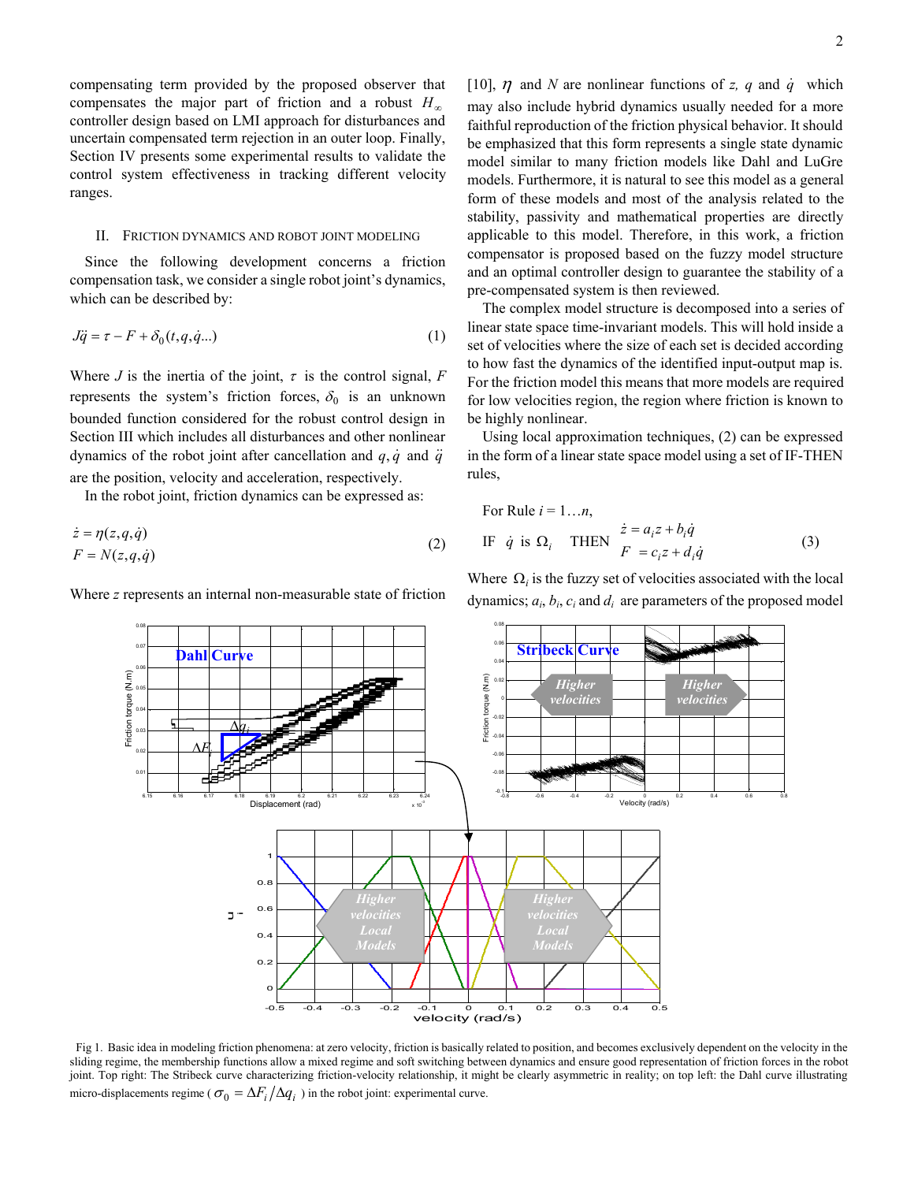compensating term provided by the proposed observer that compensates the major part of friction and a robust $H_\infty$ controller design based on LMI approach for disturbances and uncertain compensated term rejection in an outer loop. Finally, Section IV presents some experimental results to validate the control system effectiveness in tracking different velocity ranges.

## II. Friction Dynamics and Robot Joint Modeling

Since the following development concerns a friction compensation task, we consider a single robot joint's dynamics, which can be described by:

$$J\ddot{q} = \tau - F + \delta_0(t, q, \dot{q}...) \tag{1}$$

Where $J$ is the inertia of the joint, $\tau$ is the control signal, $F$ represents the system's friction forces, $\delta_0$ is an unknown bounded function considered for the robust control design in Section III which includes all disturbances and other nonlinear dynamics of the robot joint after cancellation and $q, \dot{q}$ and $\ddot{q}$ are the position, velocity and acceleration, respectively.

In the robot joint, friction dynamics can be expressed as:

$$\begin{aligned} \dot{z} &= \eta(z, q, \dot{q}) \\ F &= N(z, q, \dot{q}) \end{aligned} \tag{2}$$

Where $z$ represents an internal non-measurable state of friction [10], $\eta$ and $N$ are nonlinear functions of $z$, $q$ and $\dot{q}$ which may also include hybrid dynamics usually needed for a more faithful reproduction of the friction physical behavior. It should be emphasized that this form represents a single state dynamic model similar to many friction models like Dahl and LuGre models. Furthermore, it is natural to see this model as a general form of these models and most of the analysis related to the stability, passivity and mathematical properties are directly applicable to this model. Therefore, in this work, a friction compensator is proposed based on the fuzzy model structure and an optimal controller design to guarantee the stability of a pre-compensated system is then reviewed.

The complex model structure is decomposed into a series of linear state space time-invariant models. This will hold inside a set of velocities where the size of each set is decided according to how fast the dynamics of the identified input-output map is. For the friction model this means that more models are required for low velocities region, the region where friction is known to be highly nonlinear.

Using local approximation techniques, (2) can be expressed in the form of a linear state space model using a set of IF-THEN rules,

For Rule $i = 1 \ldots n$,

$$\text{IF } \dot{q} \text{ is } \Omega_i \quad \text{THEN } \begin{aligned} \dot{z} &= a_i z + b_i \dot{q} \\ F &= c_i z + d_i \dot{q} \end{aligned} \tag{3}$$

Where $\Omega_i$ is the fuzzy set of velocities associated with the local dynamics; $a_i$, $b_i$, $c_i$ and $d_i$ are parameters of the proposed model

Fig 1. Basic idea in modeling friction phenomena: at zero velocity, friction is basically related to position, and becomes exclusively dependent on the velocity in the sliding regime, the membership functions allow a mixed regime and soft switching between dynamics and ensure good representation of friction forces in the robot joint. Top right: The Stribeck curve characterizing friction-velocity relationship, it might be clearly asymmetric in reality; on top left: the Dahl curve illustrating micro-displacements regime ( $\sigma_0 = \Delta F_i / \Delta q_i$ ) in the robot joint: experimental curve.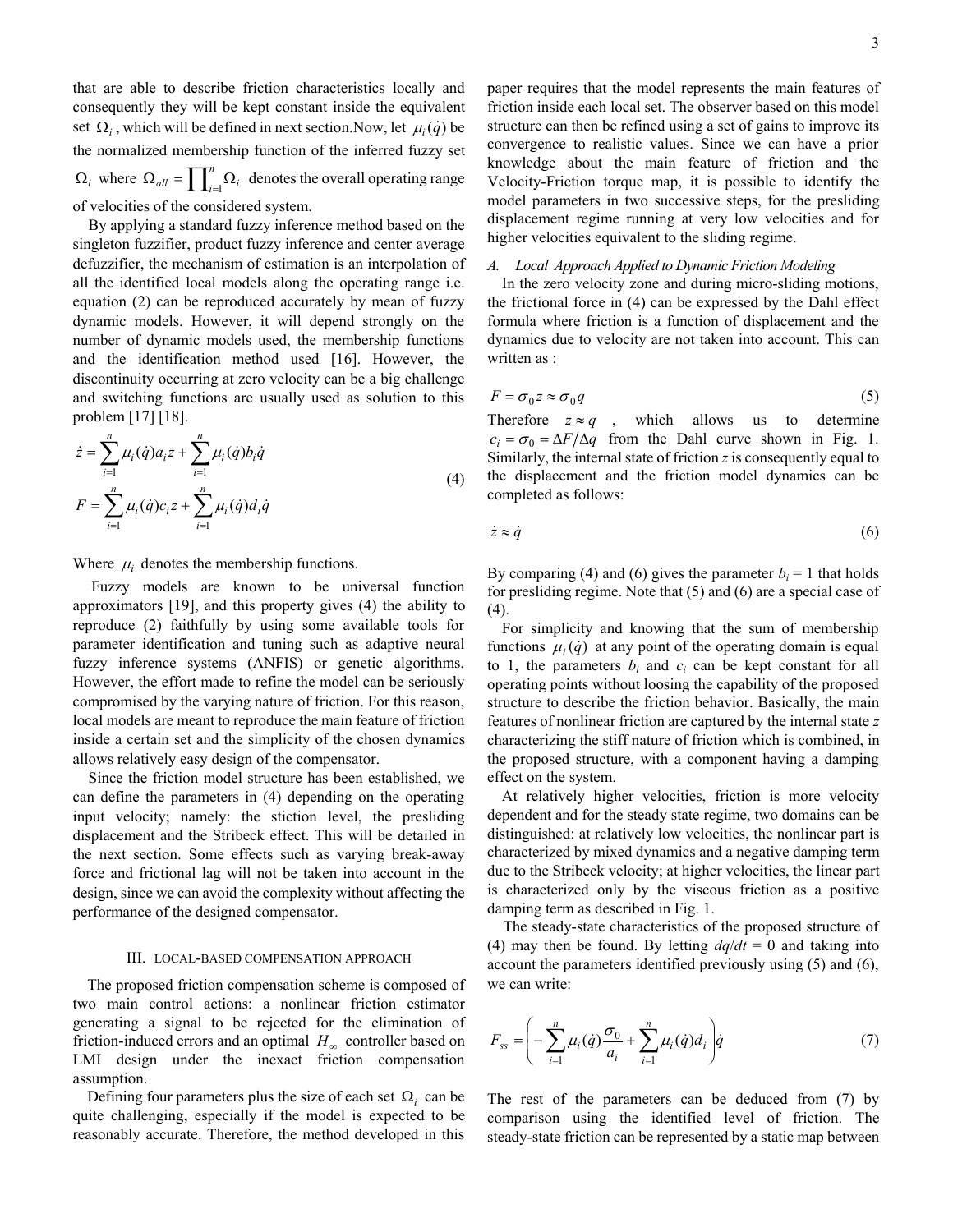that are able to describe friction characteristics locally and consequently they will be kept constant inside the equivalent set $\Omega_i$, which will be defined in next section.Now, let $\mu_i(\dot{q})$ be the normalized membership function of the inferred fuzzy set $\Omega_i$ where $\Omega_{all} = \prod_{i=1}^{n} \Omega_i$ denotes the overall operating range of velocities of the considered system.

By applying a standard fuzzy inference method based on the singleton fuzzifier, product fuzzy inference and center average defuzzifier, the mechanism of estimation is an interpolation of all the identified local models along the operating range i.e. equation (2) can be reproduced accurately by mean of fuzzy dynamic models. However, it will depend strongly on the number of dynamic models used, the membership functions and the identification method used [16]. However, the discontinuity occurring at zero velocity can be a big challenge and switching functions are usually used as solution to this problem [17] [18].

$$
\begin{aligned}
\dot{z} &= \sum_{i=1}^{n} \mu_i(\dot{q}) a_i z + \sum_{i=1}^{n} \mu_i(\dot{q}) b_i \dot{q} \\
F &= \sum_{i=1}^{n} \mu_i(\dot{q}) c_i z + \sum_{i=1}^{n} \mu_i(\dot{q}) d_i \dot{q}
\end{aligned}
\tag{4}
$$

Where $\mu_i$ denotes the membership functions.

Fuzzy models are known to be universal function approximators [19], and this property gives (4) the ability to reproduce (2) faithfully by using some available tools for parameter identification and tuning such as adaptive neural fuzzy inference systems (ANFIS) or genetic algorithms. However, the effort made to refine the model can be seriously compromised by the varying nature of friction. For this reason, local models are meant to reproduce the main feature of friction inside a certain set and the simplicity of the chosen dynamics allows relatively easy design of the compensator.

Since the friction model structure has been established, we can define the parameters in (4) depending on the operating input velocity; namely: the stiction level, the presliding displacement and the Stribeck effect. This will be detailed in the next section. Some effects such as varying break-away force and frictional lag will not be taken into account in the design, since we can avoid the complexity without affecting the performance of the designed compensator.

## III. LOCAL-BASED COMPENSATION APPROACH

The proposed friction compensation scheme is composed of two main control actions: a nonlinear friction estimator generating a signal to be rejected for the elimination of friction-induced errors and an optimal $H_\infty$ controller based on LMI design under the inexact friction compensation assumption.

Defining four parameters plus the size of each set $\Omega_i$ can be quite challenging, especially if the model is expected to be reasonably accurate. Therefore, the method developed in this paper requires that the model represents the main features of friction inside each local set. The observer based on this model structure can then be refined using a set of gains to improve its convergence to realistic values. Since we can have a prior knowledge about the main feature of friction and the Velocity-Friction torque map, it is possible to identify the model parameters in two successive steps, for the presliding displacement regime running at very low velocities and for higher velocities equivalent to the sliding regime.

### *A. Local Approach Applied to Dynamic Friction Modeling*

In the zero velocity zone and during micro-sliding motions, the frictional force in (4) can be expressed by the Dahl effect formula where friction is a function of displacement and the dynamics due to velocity are not taken into account. This can written as :

$$
F = \sigma_0 z \approx \sigma_0 q \tag{5}
$$

Therefore $z \approx q$, which allows us to determine $c_i = \sigma_0 = \Delta F / \Delta q$ from the Dahl curve shown in Fig. 1. Similarly, the internal state of friction $z$ is consequently equal to the displacement and the friction model dynamics can be completed as follows:

$$
\dot{z} \approx \dot{q} \tag{6}
$$

By comparing (4) and (6) gives the parameter $b_i = 1$ that holds for presliding regime. Note that (5) and (6) are a special case of (4).

For simplicity and knowing that the sum of membership functions $\mu_i(\dot{q})$ at any point of the operating domain is equal to 1, the parameters $b_i$ and $c_i$ can be kept constant for all operating points without loosing the capability of the proposed structure to describe the friction behavior. Basically, the main features of nonlinear friction are captured by the internal state $z$ characterizing the stiff nature of friction which is combined, in the proposed structure, with a component having a damping effect on the system.

At relatively higher velocities, friction is more velocity dependent and for the steady state regime, two domains can be distinguished: at relatively low velocities, the nonlinear part is characterized by mixed dynamics and a negative damping term due to the Stribeck velocity; at higher velocities, the linear part is characterized only by the viscous friction as a positive damping term as described in Fig. 1.

The steady-state characteristics of the proposed structure of (4) may then be found. By letting $dq/dt = 0$ and taking into account the parameters identified previously using (5) and (6), we can write:

$$
F_{ss} = \left( -\sum_{i=1}^{n} \mu_i(\dot{q}) \frac{\sigma_0}{a_i} + \sum_{i=1}^{n} \mu_i(\dot{q}) d_i \right) \dot{q} \tag{7}
$$

The rest of the parameters can be deduced from (7) by comparison using the identified level of friction. The steady-state friction can be represented by a static map between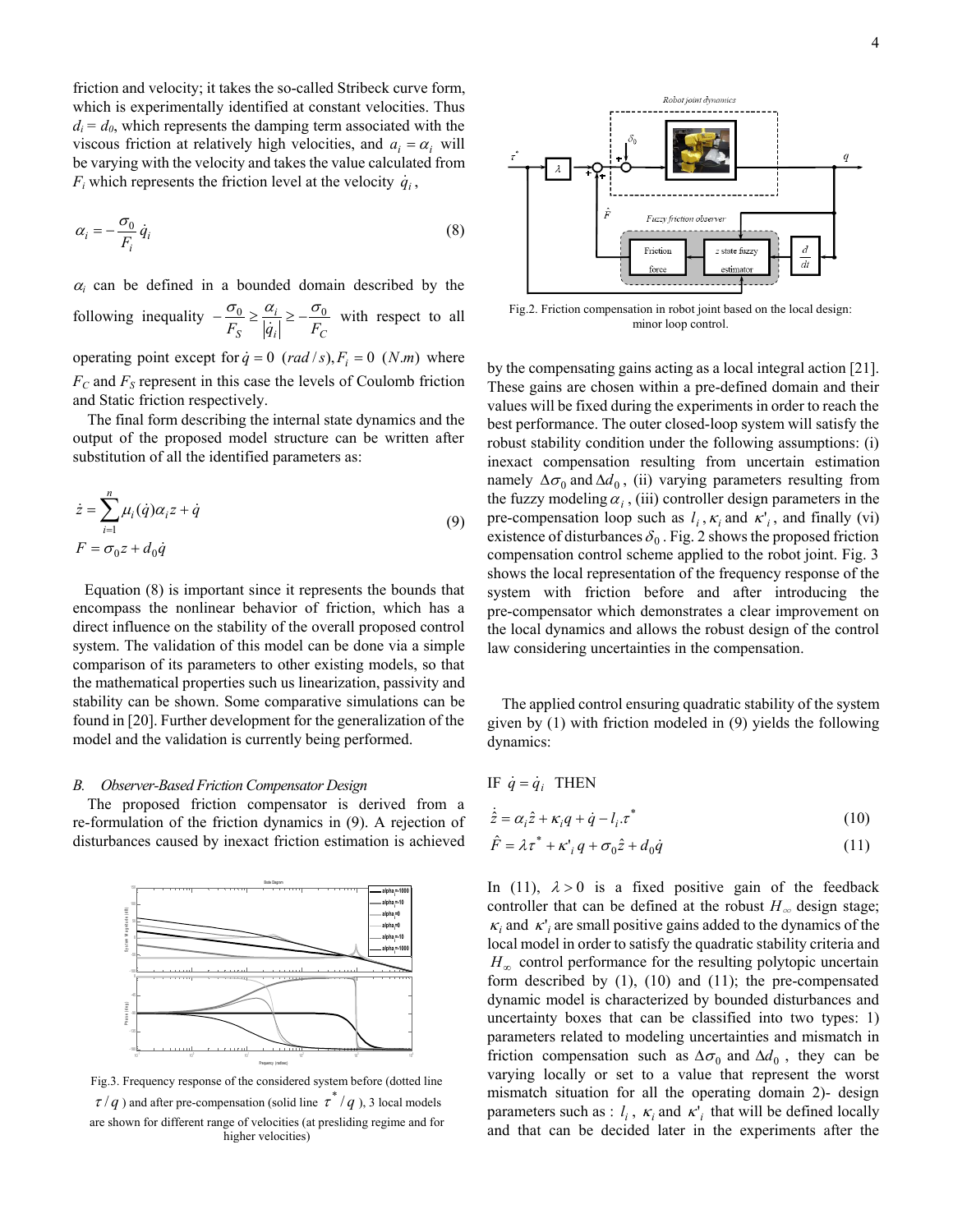friction and velocity; it takes the so-called Stribeck curve form, which is experimentally identified at constant velocities. Thus $d_i = d_0$, which represents the damping term associated with the viscous friction at relatively high velocities, and $a_i = \alpha_i$ will be varying with the velocity and takes the value calculated from $F_i$ which represents the friction level at the velocity $\dot{q}_i$,

$$\alpha_i = -\frac{\sigma_0}{F_i}\dot{q}_i \tag{8}$$

$\alpha_i$ can be defined in a bounded domain described by the following inequality $-\frac{\sigma_0}{F_S} \geq \frac{\alpha_i}{|\dot{q}_i|} \geq -\frac{\sigma_0}{F_C}$ with respect to all operating point except for $\dot{q} = 0 \ (rad/s), F_i = 0 \ (N.m)$ where $F_C$ and $F_S$ represent in this case the levels of Coulomb friction and Static friction respectively.

The final form describing the internal state dynamics and the output of the proposed model structure can be written after substitution of all the identified parameters as:

$$\dot{z} = \sum_{i=1}^{n} \mu_i(\dot{q})\alpha_i z + \dot{q}$$
$$F = \sigma_0 z + d_0 \dot{q} \tag{9}$$

Equation (8) is important since it represents the bounds that encompass the nonlinear behavior of friction, which has a direct influence on the stability of the overall proposed control system. The validation of this model can be done via a simple comparison of its parameters to other existing models, so that the mathematical properties such us linearization, passivity and stability can be shown. Some comparative simulations can be found in [20]. Further development for the generalization of the model and the validation is currently being performed.

### *B. Observer-Based Friction Compensator Design*

The proposed friction compensator is derived from a re-formulation of the friction dynamics in (9). A rejection of disturbances caused by inexact friction estimation is achieved by the compensating gains acting as a local integral action [21]. These gains are chosen within a pre-defined domain and their values will be fixed during the experiments in order to reach the best performance. The outer closed-loop system will satisfy the robust stability condition under the following assumptions: (i) inexact compensation resulting from uncertain estimation namely $\Delta\sigma_0$ and $\Delta d_0$, (ii) varying parameters resulting from the fuzzy modeling $\alpha_i$, (iii) controller design parameters in the pre-compensation loop such as $l_i$, $\kappa_i$ and $\kappa'_i$, and finally (vi) existence of disturbances $\delta_0$. Fig. 2 shows the proposed friction compensation control scheme applied to the robot joint. Fig. 3 shows the local representation of the frequency response of the system with friction before and after introducing the pre-compensator which demonstrates a clear improvement on the local dynamics and allows the robust design of the control law considering uncertainties in the compensation.

Fig.2. Friction compensation in robot joint based on the local design: minor loop control.

Fig.3. Frequency response of the considered system before (dotted line $\tau/q$) and after pre-compensation (solid line $\tau^*/q$), 3 local models are shown for different range of velocities (at presliding regime and for higher velocities)

The applied control ensuring quadratic stability of the system given by (1) with friction modeled in (9) yields the following dynamics:

IF $\dot{q} = \dot{q}_i$ THEN

$$\dot{\hat{z}} = \alpha_i \hat{z} + \kappa_i q + \dot{q} - l_i.\tau^* \tag{10}$$

$$\hat{F} = \lambda\tau^* + \kappa'_i q + \sigma_0 \hat{z} + d_0 \dot{q} \tag{11}$$

In (11), $\lambda > 0$ is a fixed positive gain of the feedback controller that can be defined at the robust $H_\infty$ design stage; $\kappa_i$ and $\kappa'_i$ are small positive gains added to the dynamics of the local model in order to satisfy the quadratic stability criteria and $H_\infty$ control performance for the resulting polytopic uncertain form described by (1), (10) and (11); the pre-compensated dynamic model is characterized by bounded disturbances and uncertainty boxes that can be classified into two types: 1) parameters related to modeling uncertainties and mismatch in friction compensation such as $\Delta\sigma_0$ and $\Delta d_0$, they can be varying locally or set to a value that represent the worst mismatch situation for all the operating domain 2)- design parameters such as : $l_i$, $\kappa_i$ and $\kappa'_i$ that will be defined locally and that can be decided later in the experiments after the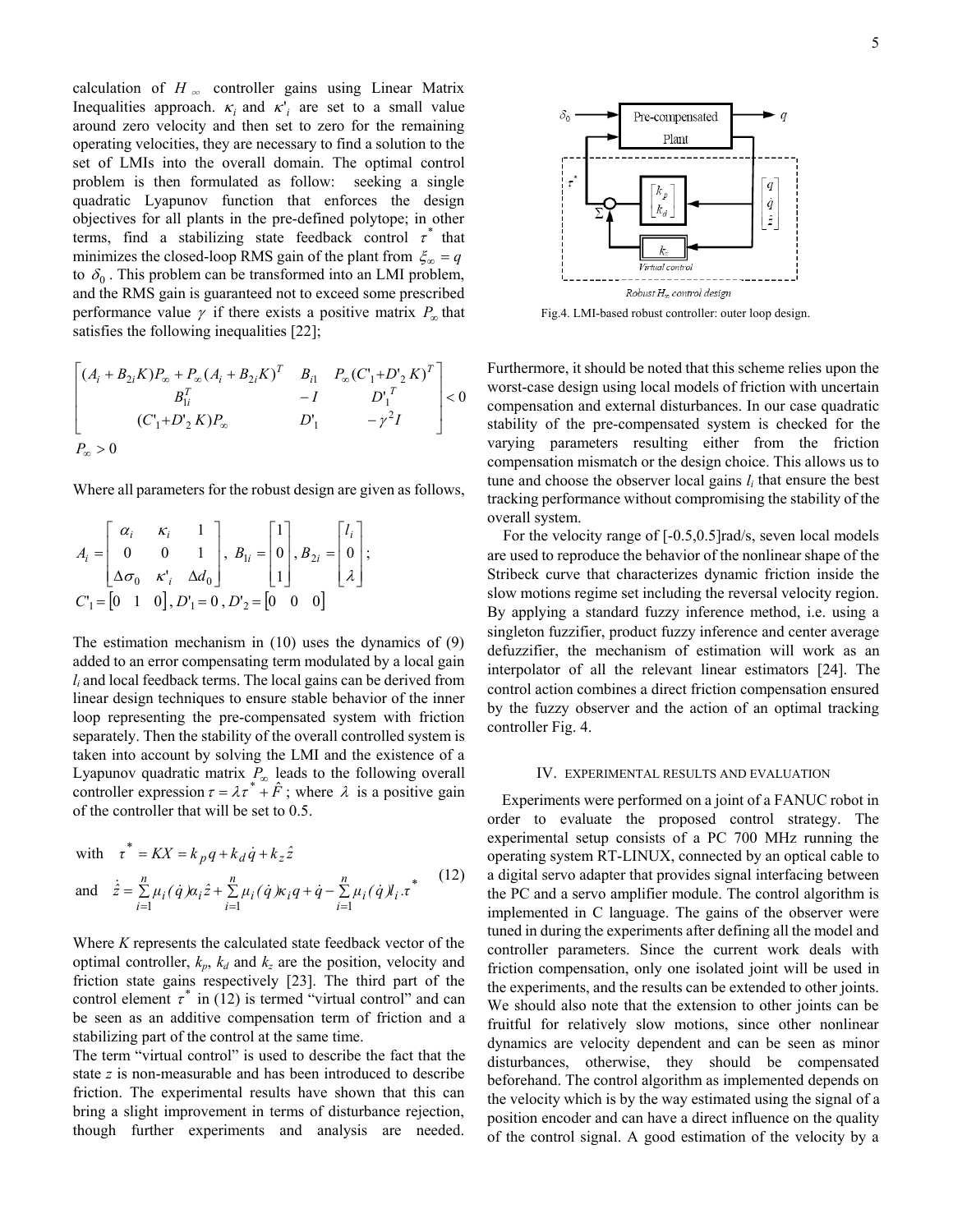calculation of $H_\infty$ controller gains using Linear Matrix Inequalities approach. $\kappa_i$ and $\kappa'_i$ are set to a small value around zero velocity and then set to zero for the remaining operating velocities, they are necessary to find a solution to the set of LMIs into the overall domain. The optimal control problem is then formulated as follow: seeking a single quadratic Lyapunov function that enforces the design objectives for all plants in the pre-defined polytope; in other terms, find a stabilizing state feedback control $\tau^*$ that minimizes the closed-loop RMS gain of the plant from $\xi_\infty = q$ to $\delta_0$. This problem can be transformed into an LMI problem, and the RMS gain is guaranteed not to exceed some prescribed performance value $\gamma$ if there exists a positive matrix $P_\infty$ that satisfies the following inequalities [22];

$$
\begin{bmatrix} (A_i + B_{2i}K)P_\infty + P_\infty (A_i + B_{2i}K)^T & B_{i1} & P_\infty (C'_1 + D'_2 K)^T \\ B_{1i}^T & -I & D'^T_1 \\ (C'_1 + D'_2 K)P_\infty & D'_1 & -\gamma^2 I \end{bmatrix} < 0
$$

$$
P_\infty > 0
$$

Where all parameters for the robust design are given as follows,

$$
A_i = \begin{bmatrix} \alpha_i & \kappa_i & 1 \\ 0 & 0 & 1 \\ \Delta\sigma_0 & \kappa'_i & \Delta d_0 \end{bmatrix},\ B_{1i} = \begin{bmatrix} 1 \\ 0 \\ 1 \end{bmatrix},\ B_{2i} = \begin{bmatrix} l_i \\ 0 \\ \lambda \end{bmatrix};
$$

$$
C'_1 = \begin{bmatrix} 0 & 1 & 0 \end{bmatrix},\ D'_1 = 0,\ D'_2 = \begin{bmatrix} 0 & 0 & 0 \end{bmatrix}
$$

The estimation mechanism in (10) uses the dynamics of (9) added to an error compensating term modulated by a local gain $l_i$ and local feedback terms. The local gains can be derived from linear design techniques to ensure stable behavior of the inner loop representing the pre-compensated system with friction separately. Then the stability of the overall controlled system is taken into account by solving the LMI and the existence of a Lyapunov quadratic matrix $P_\infty$ leads to the following overall controller expression $\tau = \lambda\tau^* + \hat{F}$; where $\lambda$ is a positive gain of the controller that will be set to 0.5.

$$
\text{with} \quad \tau^* = KX = k_p q + k_d \dot{q} + k_z \hat{z}
$$

$$
\text{and} \quad \dot{\hat{z}} = \sum_{i=1}^{n} \mu_i(\dot{q})\alpha_i \hat{z} + \sum_{i=1}^{n} \mu_i(\dot{q})\kappa_i q + \dot{q} - \sum_{i=1}^{n} \mu_i(\dot{q}) l_i . \tau^* \tag{12}
$$

Where $K$ represents the calculated state feedback vector of the optimal controller, $k_p$, $k_d$ and $k_z$ are the position, velocity and friction state gains respectively [23]. The third part of the control element $\tau^*$ in (12) is termed "virtual control" and can be seen as an additive compensation term of friction and a stabilizing part of the control at the same time.

The term "virtual control" is used to describe the fact that the state $z$ is non-measurable and has been introduced to describe friction. The experimental results have shown that this can bring a slight improvement in terms of disturbance rejection, though further experiments and analysis are needed.

Fig.4. LMI-based robust controller: outer loop design.

Furthermore, it should be noted that this scheme relies upon the worst-case design using local models of friction with uncertain compensation and external disturbances. In our case quadratic stability of the pre-compensated system is checked for the varying parameters resulting either from the friction compensation mismatch or the design choice. This allows us to tune and choose the observer local gains $l_i$ that ensure the best tracking performance without compromising the stability of the overall system.

For the velocity range of [-0.5,0.5]rad/s, seven local models are used to reproduce the behavior of the nonlinear shape of the Stribeck curve that characterizes dynamic friction inside the slow motions regime set including the reversal velocity region. By applying a standard fuzzy inference method, i.e. using a singleton fuzzifier, product fuzzy inference and center average defuzzifier, the mechanism of estimation will work as an interpolator of all the relevant linear estimators [24]. The control action combines a direct friction compensation ensured by the fuzzy observer and the action of an optimal tracking controller Fig. 4.

## IV. Experimental Results and Evaluation

Experiments were performed on a joint of a FANUC robot in order to evaluate the proposed control strategy. The experimental setup consists of a PC 700 MHz running the operating system RT-LINUX, connected by an optical cable to a digital servo adapter that provides signal interfacing between the PC and a servo amplifier module. The control algorithm is implemented in C language. The gains of the observer were tuned in during the experiments after defining all the model and controller parameters. Since the current work deals with friction compensation, only one isolated joint will be used in the experiments, and the results can be extended to other joints. We should also note that the extension to other joints can be fruitful for relatively slow motions, since other nonlinear dynamics are velocity dependent and can be seen as minor disturbances, otherwise, they should be compensated beforehand. The control algorithm as implemented depends on the velocity which is by the way estimated using the signal of a position encoder and can have a direct influence on the quality of the control signal. A good estimation of the velocity by a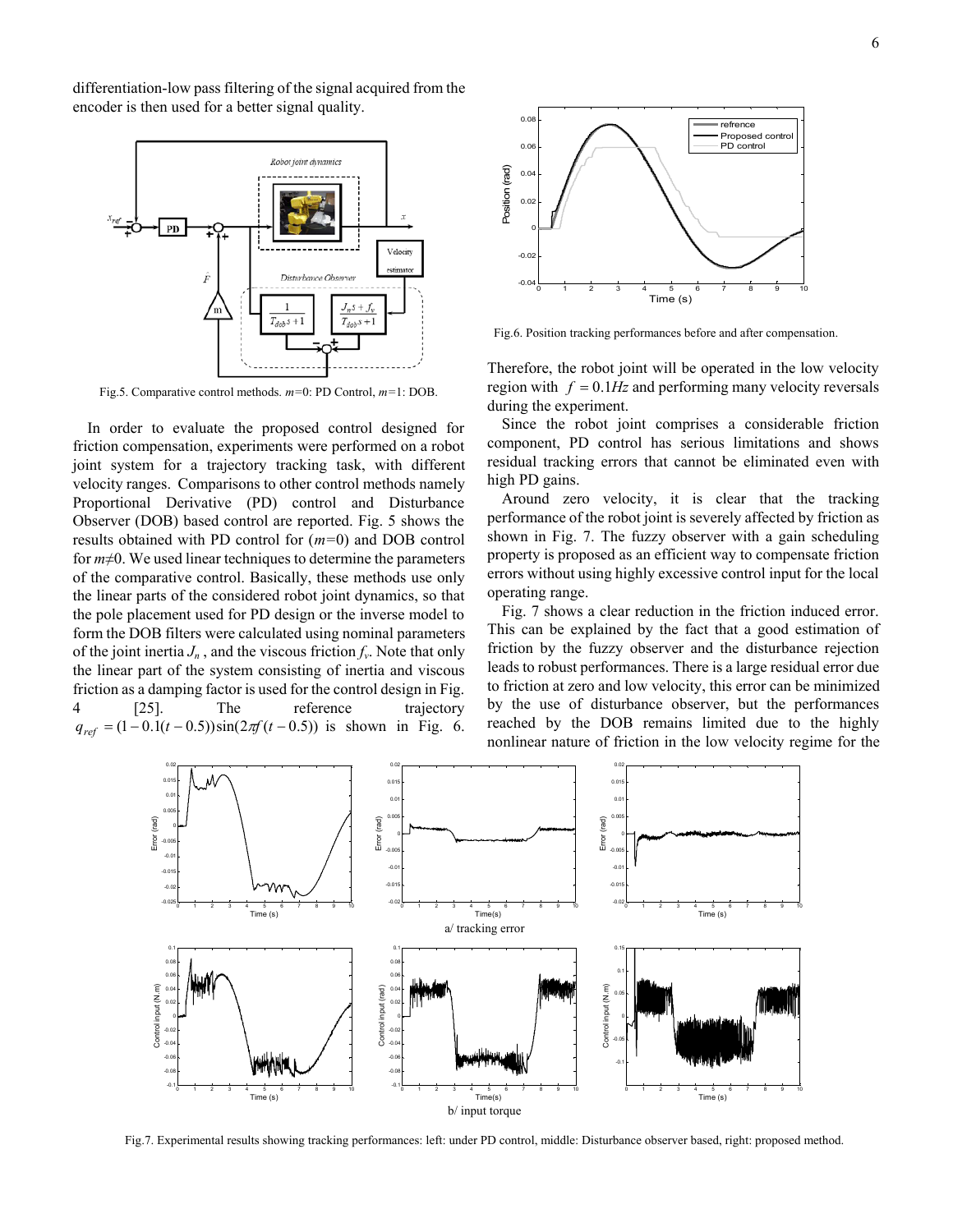differentiation-low pass filtering of the signal acquired from the encoder is then used for a better signal quality.

Fig.5. Comparative control methods. $m$=0: PD Control, $m$=1: DOB.

In order to evaluate the proposed control designed for friction compensation, experiments were performed on a robot joint system for a trajectory tracking task, with different velocity ranges. Comparisons to other control methods namely Proportional Derivative (PD) control and Disturbance Observer (DOB) based control are reported. Fig. 5 shows the results obtained with PD control for ($m$=0) and DOB control for $m \neq 0$. We used linear techniques to determine the parameters of the comparative control. Basically, these methods use only the linear parts of the considered robot joint dynamics, so that the pole placement used for PD design or the inverse model to form the DOB filters were calculated using nominal parameters of the joint inertia $J_n$ , and the viscous friction $f_v$. Note that only the linear part of the system consisting of inertia and viscous friction as a damping factor is used for the control design in Fig. 4 [25]. The reference trajectory $q_{ref} = (1 - 0.1(t - 0.5))\sin(2\pi f(t - 0.5))$ is shown in Fig. 6. Therefore, the robot joint will be operated in the low velocity region with $f = 0.1Hz$ and performing many velocity reversals during the experiment.

Fig.6. Position tracking performances before and after compensation.

Since the robot joint comprises a considerable friction component, PD control has serious limitations and shows residual tracking errors that cannot be eliminated even with high PD gains.

Around zero velocity, it is clear that the tracking performance of the robot joint is severely affected by friction as shown in Fig. 7. The fuzzy observer with a gain scheduling property is proposed as an efficient way to compensate friction errors without using highly excessive control input for the local operating range.

Fig. 7 shows a clear reduction in the friction induced error. This can be explained by the fact that a good estimation of friction by the fuzzy observer and the disturbance rejection leads to robust performances. There is a large residual error due to friction at zero and low velocity, this error can be minimized by the use of disturbance observer, but the performances reached by the DOB remains limited due to the highly nonlinear nature of friction in the low velocity regime for the

Fig.7. Experimental results showing tracking performances: left: under PD control, middle: Disturbance observer based, right: proposed method.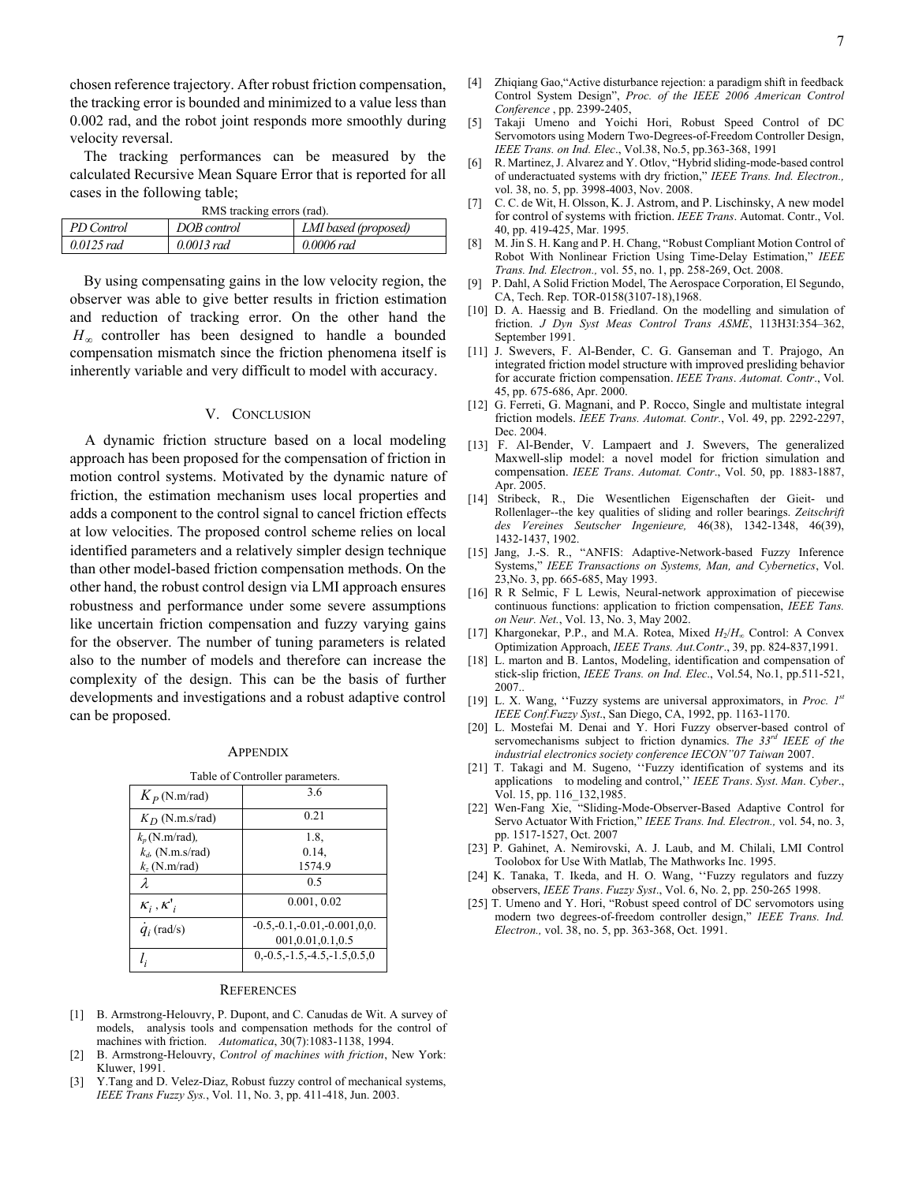chosen reference trajectory. After robust friction compensation, the tracking error is bounded and minimized to a value less than 0.002 rad, and the robot joint responds more smoothly during velocity reversal.

The tracking performances can be measured by the calculated Recursive Mean Square Error that is reported for all cases in the following table;

RMS tracking errors (rad).

| *PD Control* | *DOB control* | *LMI based (proposed)* |
|---|---|---|
| *0.0125 rad* | *0.0013 rad* | *0.0006 rad* |

By using compensating gains in the low velocity region, the observer was able to give better results in friction estimation and reduction of tracking error. On the other hand the $H_\infty$ controller has been designed to handle a bounded compensation mismatch since the friction phenomena itself is inherently variable and very difficult to model with accuracy.

## V. Conclusion

A dynamic friction structure based on a local modeling approach has been proposed for the compensation of friction in motion control systems. Motivated by the dynamic nature of friction, the estimation mechanism uses local properties and adds a component to the control signal to cancel friction effects at low velocities. The proposed control scheme relies on local identified parameters and a relatively simpler design technique than other model-based friction compensation methods. On the other hand, the robust control design via LMI approach ensures robustness and performance under some severe assumptions like uncertain friction compensation and fuzzy varying gains for the observer. The number of tuning parameters is related also to the number of models and therefore can increase the complexity of the design. This can be the basis of further developments and investigations and a robust adaptive control can be proposed.

## Appendix

Table of Controller parameters.

| | |
|---|---|
| $K_P$ (N.m/rad) | 3.6 |
| $K_D$ (N.m.s/rad) | 0.21 |
| $k_p$ (N.m/rad), $k_d$, (N.m.s/rad) $k_z$ (N.m/rad) | 1.8, 0.14, 1574.9 |
| $\lambda$ | 0.5 |
| $\kappa_i$ , $\kappa'_i$ | 0.001, 0.02 |
| $\dot{q}_i$ (rad/s) | -0.5,-0.1,-0.01,-0.001,0,0.001,0.01,0.1,0.5 |
| $l_i$ | 0,-0.5,-1.5,-4.5,-1.5,0.5,0 |

## References

[1] B. Armstrong-Helouvry, P. Dupont, and C. Canudas de Wit. A survey of models, analysis tools and compensation methods for the control of machines with friction. *Automatica*, 30(7):1083-1138, 1994.

[2] B. Armstrong-Helouvry, *Control of machines with friction*, New York: Kluwer, 1991.

[3] Y.Tang and D. Velez-Diaz, Robust fuzzy control of mechanical systems, *IEEE Trans Fuzzy Sys.*, Vol. 11, No. 3, pp. 411-418, Jun. 2003.

[4] Zhiqiang Gao,"Active disturbance rejection: a paradigm shift in feedback Control System Design", *Proc. of the IEEE 2006 American Control Conference* , pp. 2399-2405,

[5] Takaji Umeno and Yoichi Hori, Robust Speed Control of DC Servomotors using Modern Two-Degrees-of-Freedom Controller Design, *IEEE Trans. on Ind. Elec*., Vol.38, No.5, pp.363-368, 1991

[6] R. Martinez, J. Alvarez and Y. Otlov, "Hybrid sliding-mode-based control of underactuated systems with dry friction," *IEEE Trans. Ind. Electron.,* vol. 38, no. 5, pp. 3998-4003, Nov. 2008.

[7] C. C. de Wit, H. Olsson, K. J. Astrom, and P. Lischinsky, A new model for control of systems with friction. *IEEE Trans*. Automat. Contr., Vol. 40, pp. 419-425, Mar. 1995.

[8] M. Jin S. H. Kang and P. H. Chang, "Robust Compliant Motion Control of Robot With Nonlinear Friction Using Time-Delay Estimation," *IEEE Trans. Ind. Electron.,* vol. 55, no. 1, pp. 258-269, Oct. 2008.

[9] P. Dahl, A Solid Friction Model, The Aerospace Corporation, El Segundo, CA, Tech. Rep. TOR-0158(3107-18),1968.

[10] D. A. Haessig and B. Friedland. On the modelling and simulation of friction. *J Dyn Syst Meas Control Trans ASME*, 113H3I:354–362, September 1991.

[11] J. Swevers, F. Al-Bender, C. G. Ganseman and T. Prajogo, An integrated friction model structure with improved presliding behavior for accurate friction compensation. *IEEE Trans*. *Automat. Contr*., Vol. 45, pp. 675-686, Apr. 2000.

[12] G. Ferreti, G. Magnani, and P. Rocco, Single and multistate integral friction models. *IEEE Trans. Automat. Contr.*, Vol. 49, pp. 2292-2297, Dec. 2004.

[13] F. Al-Bender, V. Lampaert and J. Swevers, The generalized Maxwell-slip model: a novel model for friction simulation and compensation. *IEEE Trans*. *Automat. Contr*., Vol. 50, pp. 1883-1887, Apr. 2005.

[14] Stribeck, R., Die Wesentlichen Eigenschaften der Gieit- und Rollenlager--the key qualities of sliding and roller bearings. *Zeitschrift des Vereines Seutscher Ingenieure,* 46(38), 1342-1348, 46(39), 1432-1437, 1902.

[15] Jang, J.-S. R., "ANFIS: Adaptive-Network-based Fuzzy Inference Systems," *IEEE Transactions on Systems, Man, and Cybernetics*, Vol. 23,No. 3, pp. 665-685, May 1993.

[16] R R Selmic, F L Lewis, Neural-network approximation of piecewise continuous functions: application to friction compensation, *IEEE Tans. on Neur. Net.*, Vol. 13, No. 3, May 2002.

[17] Khargonekar, P.P., and M.A. Rotea, Mixed $H_2/H_\infty$ Control: A Convex Optimization Approach, *IEEE Trans. Aut.Contr*., 39, pp. 824-837,1991.

[18] L. marton and B. Lantos, Modeling, identification and compensation of stick-slip friction, *IEEE Trans. on Ind. Elec*., Vol.54, No.1, pp.511-521, 2007..

[19] L. X. Wang, ''Fuzzy systems are universal approximators, in *Proc. 1st IEEE Conf.Fuzzy Syst*., San Diego, CA, 1992, pp. 1163-1170.

[20] L. Mostefai M. Denai and Y. Hori Fuzzy observer-based control of servomechanisms subject to friction dynamics. *The 33rd IEEE of the industrial electronics society conference IECON"07 Taiwan* 2007.

[21] T. Takagi and M. Sugeno, ''Fuzzy identification of systems and its applications to modeling and control,'' *IEEE Trans*. *Syst*. *Man*. *Cyber*., Vol. 15, pp. 116_132,1985.

[22] Wen-Fang Xie, "Sliding-Mode-Observer-Based Adaptive Control for Servo Actuator With Friction," *IEEE Trans. Ind. Electron.,* vol. 54, no. 3, pp. 1517-1527, Oct. 2007

[23] P. Gahinet, A. Nemirovski, A. J. Laub, and M. Chilali, LMI Control Toolobox for Use With Matlab, The Mathworks Inc. 1995.

[24] K. Tanaka, T. Ikeda, and H. O. Wang, ''Fuzzy regulators and fuzzy observers, *IEEE Trans*. *Fuzzy Syst*., Vol. 6, No. 2, pp. 250-265 1998.

[25] T. Umeno and Y. Hori, "Robust speed control of DC servomotors using modern two degrees-of-freedom controller design," *IEEE Trans. Ind. Electron.,* vol. 38, no. 5, pp. 363-368, Oct. 1991.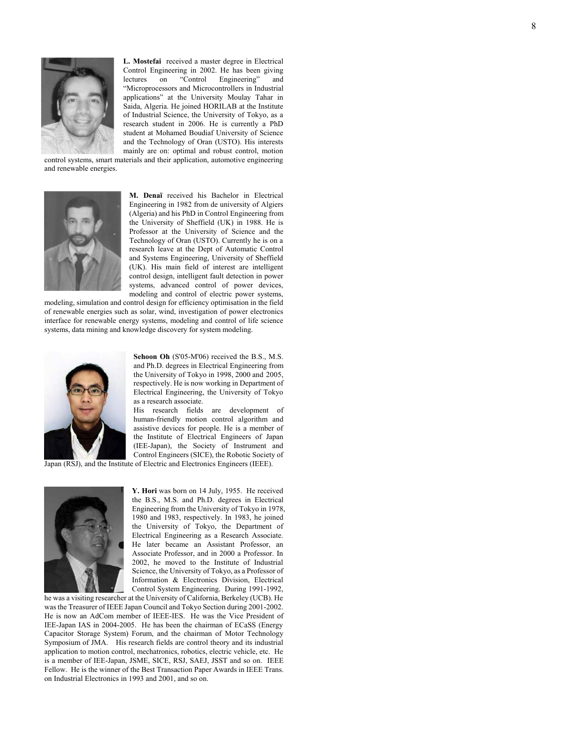**L. Mostefai** received a master degree in Electrical Control Engineering in 2002. He has been giving lectures on "Control Engineering" and "Microprocessors and Microcontrollers in Industrial applications" at the University Moulay Tahar in Saida, Algeria. He joined HORILAB at the Institute of Industrial Science, the University of Tokyo, as a research student in 2006. He is currently a PhD student at Mohamed Boudiaf University of Science and the Technology of Oran (USTO). His interests mainly are on: optimal and robust control, motion control systems, smart materials and their application, automotive engineering and renewable energies.

**M. Denaï** received his Bachelor in Electrical Engineering in 1982 from de university of Algiers (Algeria) and his PhD in Control Engineering from the University of Sheffield (UK) in 1988. He is Professor at the University of Science and the Technology of Oran (USTO). Currently he is on a research leave at the Dept of Automatic Control and Systems Engineering, University of Sheffield (UK). His main field of interest are intelligent control design, intelligent fault detection in power systems, advanced control of power devices, modeling and control of electric power systems, modeling, simulation and control design for efficiency optimisation in the field of renewable energies such as solar, wind, investigation of power electronics interface for renewable energy systems, modeling and control of life science systems, data mining and knowledge discovery for system modeling.

**Sehoon Oh** (S'05-M'06) received the B.S., M.S. and Ph.D. degrees in Electrical Engineering from the University of Tokyo in 1998, 2000 and 2005, respectively. He is now working in Department of Electrical Engineering, the University of Tokyo as a research associate.

His research fields are development of human-friendly motion control algorithm and assistive devices for people. He is a member of the Institute of Electrical Engineers of Japan (IEE-Japan), the Society of Instrument and Control Engineers (SICE), the Robotic Society of Japan (RSJ), and the Institute of Electric and Electronics Engineers (IEEE).

**Y. Hori** was born on 14 July, 1955. He received the B.S., M.S. and Ph.D. degrees in Electrical Engineering from the University of Tokyo in 1978, 1980 and 1983, respectively. In 1983, he joined the University of Tokyo, the Department of Electrical Engineering as a Research Associate. He later became an Assistant Professor, an Associate Professor, and in 2000 a Professor. In 2002, he moved to the Institute of Industrial Science, the University of Tokyo, as a Professor of Information & Electronics Division, Electrical Control System Engineering. During 1991-1992, he was a visiting researcher at the University of California, Berkeley (UCB). He was the Treasurer of IEEE Japan Council and Tokyo Section during 2001-2002. He is now an AdCom member of IEEE-IES. He was the Vice President of IEE-Japan IAS in 2004-2005. He has been the chairman of ECaSS (Energy Capacitor Storage System) Forum, and the chairman of Motor Technology Symposium of JMA. His research fields are control theory and its industrial application to motion control, mechatronics, robotics, electric vehicle, etc. He is a member of IEE-Japan, JSME, SICE, RSJ, SAEJ, JSST and so on. IEEE Fellow. He is the winner of the Best Transaction Paper Awards in IEEE Trans. on Industrial Electronics in 1993 and 2001, and so on.